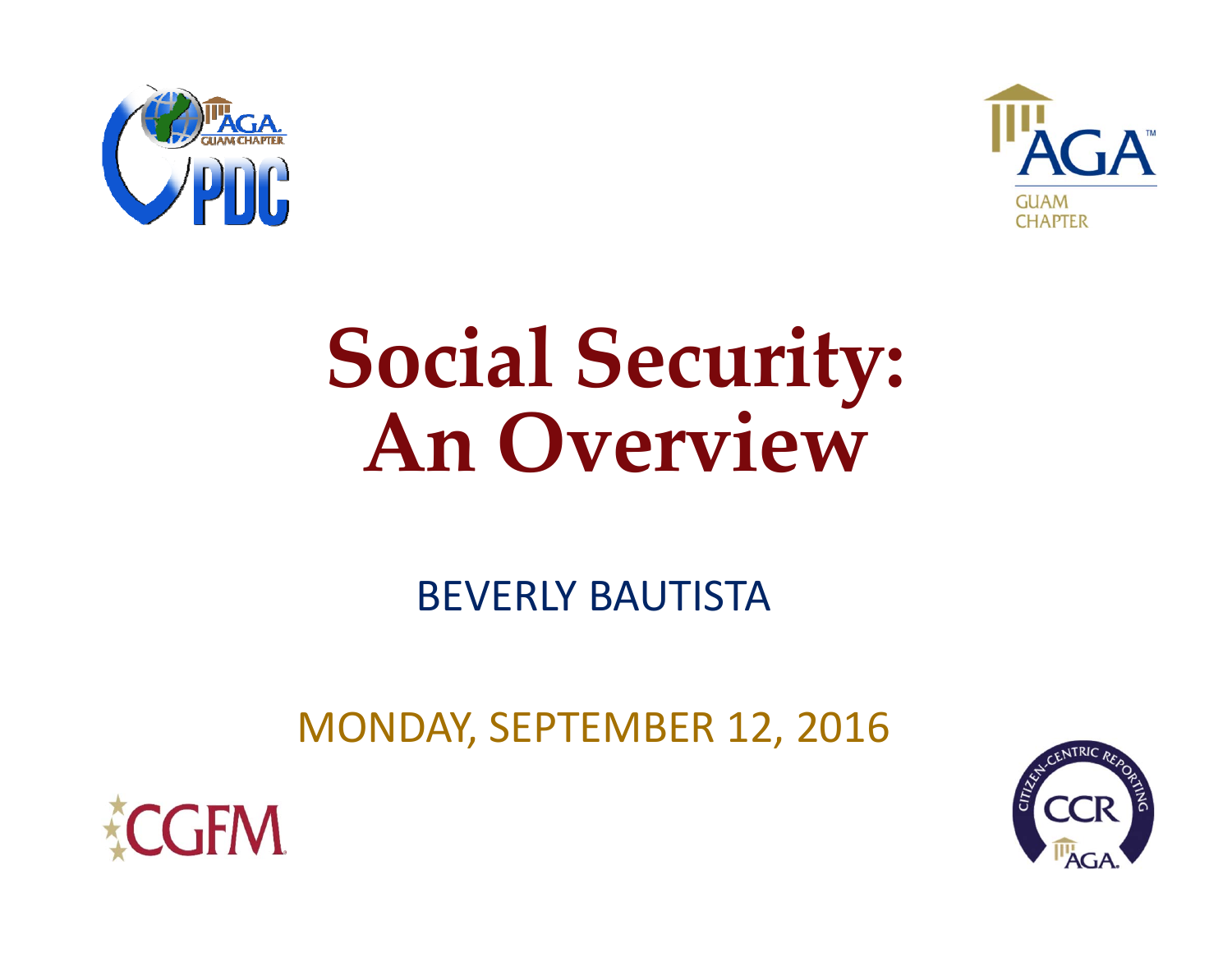# Social Security: An Overview

BEVERLY BAUTISTA

MONDAY, SEPTEMBER 12, 2016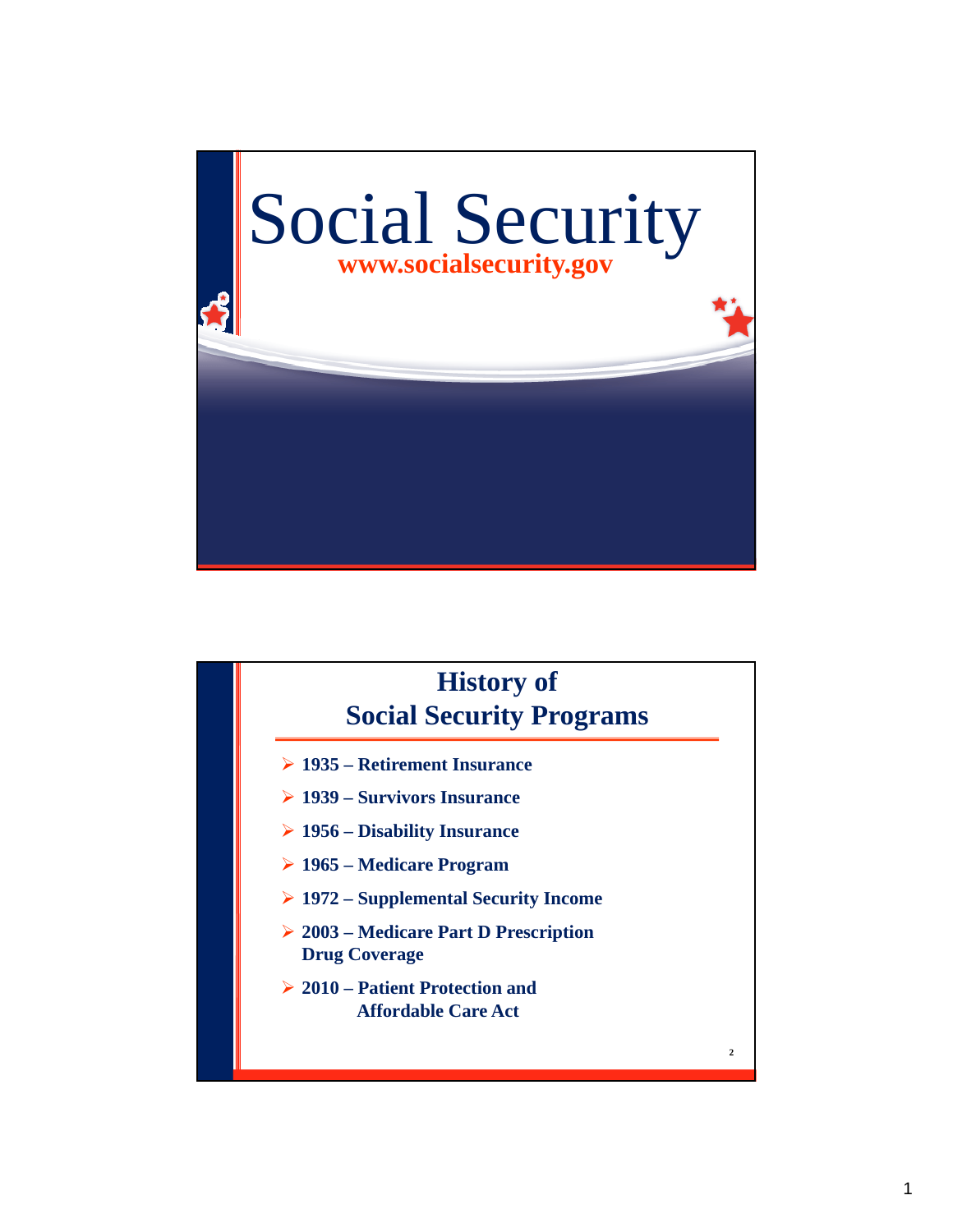# Social Security

**www.socialsecurity.gov**

## History of Social Security Programs

- **1935 – Retirement Insurance**
- **1939 – Survivors Insurance**
- **1956 – Disability Insurance**
- **1965 – Medicare Program**
- **1972 – Supplemental Security Income**
- **2003 – Medicare Part D Prescription Drug Coverage**
- **2010 – Patient Protection and Affordable Care Act**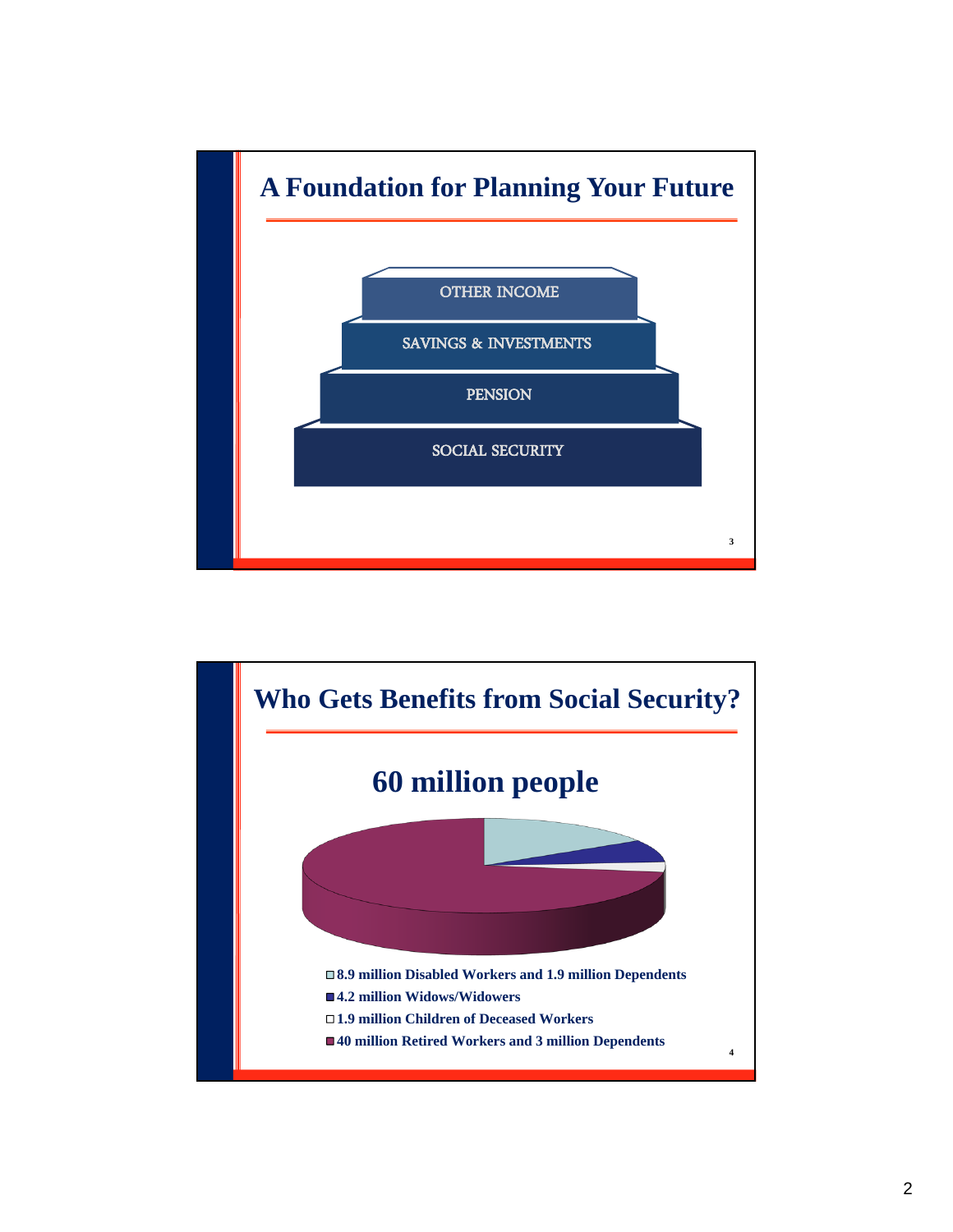## A Foundation for Planning Your Future

- OTHER INCOME
- SAVINGS & INVESTMENTS
- PENSION
- SOCIAL SECURITY

## Who Gets Benefits from Social Security?

### 60 million people

- 8.9 million Disabled Workers and 1.9 million Dependents
- 4.2 million Widows/Widowers
- 1.9 million Children of Deceased Workers
- 40 million Retired Workers and 3 million Dependents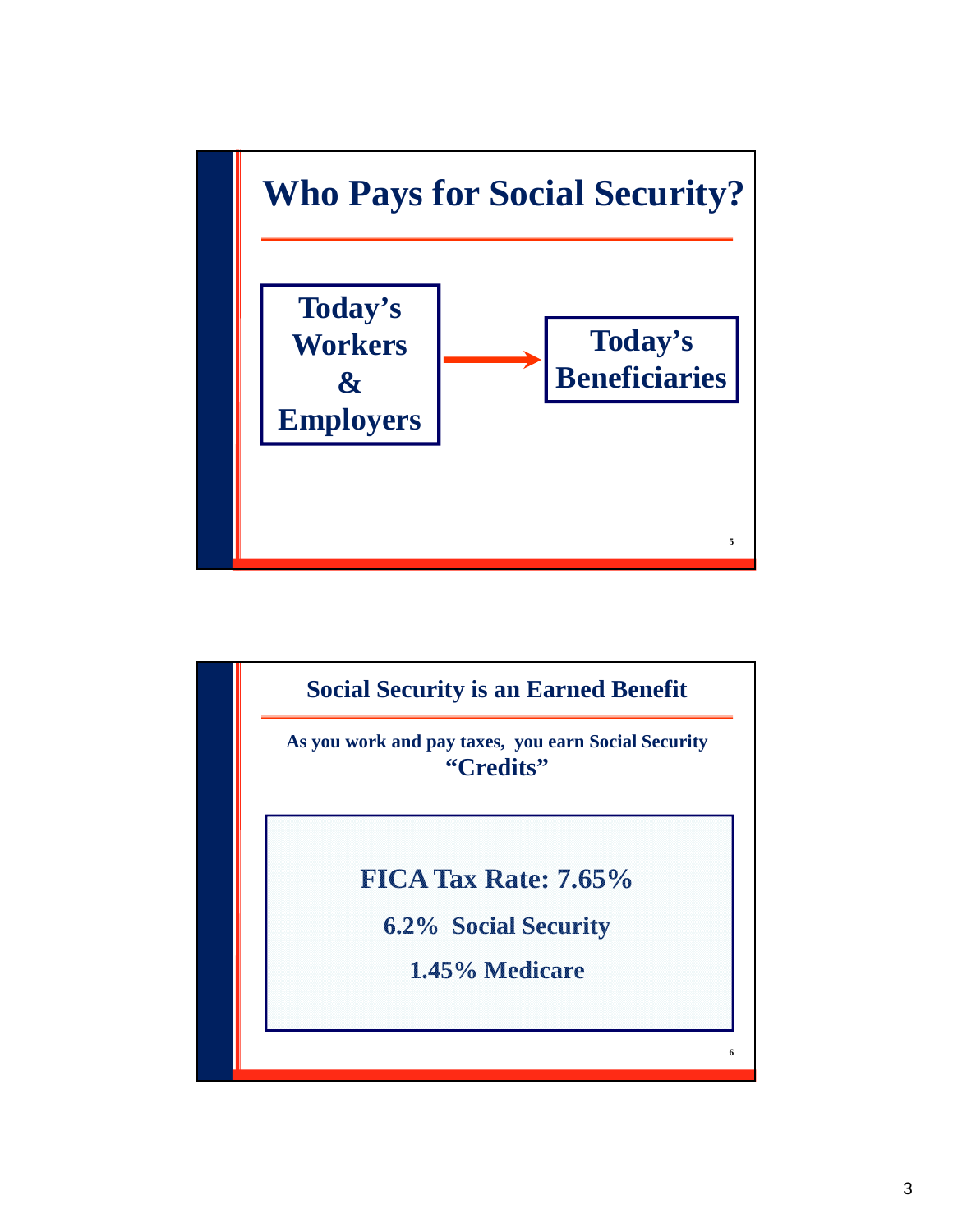# Who Pays for Social Security?

**Today's Workers & Employers** → **Today's Beneficiaries**

## Social Security is an Earned Benefit

**As you work and pay taxes, you earn Social Security "Credits"**

**FICA Tax Rate: 7.65%**

**6.2% Social Security**

**1.45% Medicare**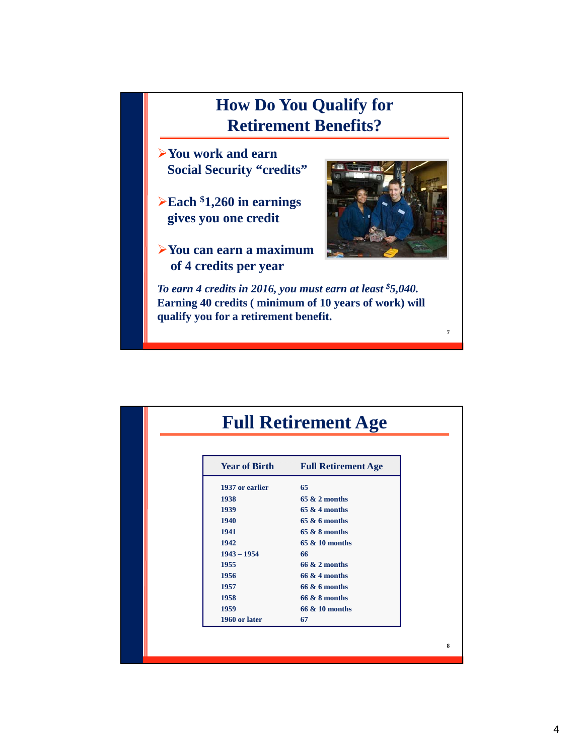# How Do You Qualify for Retirement Benefits?

- **You work and earn Social Security "credits"**
- **Each $1,260 in earnings gives you one credit**
- **You can earn a maximum of 4 credits per year**

***To earn 4 credits in 2016, you must earn at least $5,040.***
**Earning 40 credits ( minimum of 10 years of work) will qualify you for a retirement benefit.**

# Full Retirement Age

| Year of Birth | Full Retirement Age |
|---|---|
| 1937 or earlier | 65 |
| 1938 | 65 & 2 months |
| 1939 | 65 & 4 months |
| 1940 | 65 & 6 months |
| 1941 | 65 & 8 months |
| 1942 | 65 & 10 months |
| 1943 – 1954 | 66 |
| 1955 | 66 & 2 months |
| 1956 | 66 & 4 months |
| 1957 | 66 & 6 months |
| 1958 | 66 & 8 months |
| 1959 | 66 & 10 months |
| 1960 or later | 67 |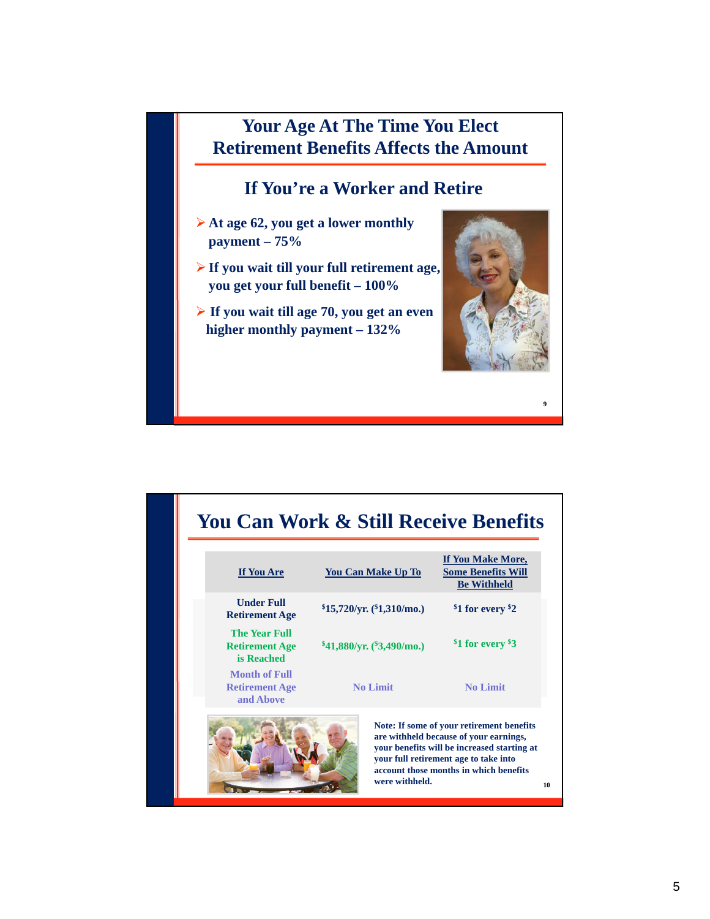## Your Age At The Time You Elect Retirement Benefits Affects the Amount

### If You're a Worker and Retire

- At age 62, you get a lower monthly payment – 75%
- If you wait till your full retirement age, you get your full benefit – 100%
- If you wait till age 70, you get an even higher monthly payment – 132%

## You Can Work & Still Receive Benefits

| If You Are | You Can Make Up To | If You Make More, Some Benefits Will Be Withheld |
|---|---|---|
| Under Full Retirement Age | $15,720/yr. ($1,310/mo.) | $1 for every $2 |
| The Year Full Retirement Age is Reached | $41,880/yr. ($3,490/mo.) | $1 for every $3 |
| Month of Full Retirement Age and Above | No Limit | No Limit |

Note: If some of your retirement benefits are withheld because of your earnings, your benefits will be increased starting at your full retirement age to take into account those months in which benefits were withheld.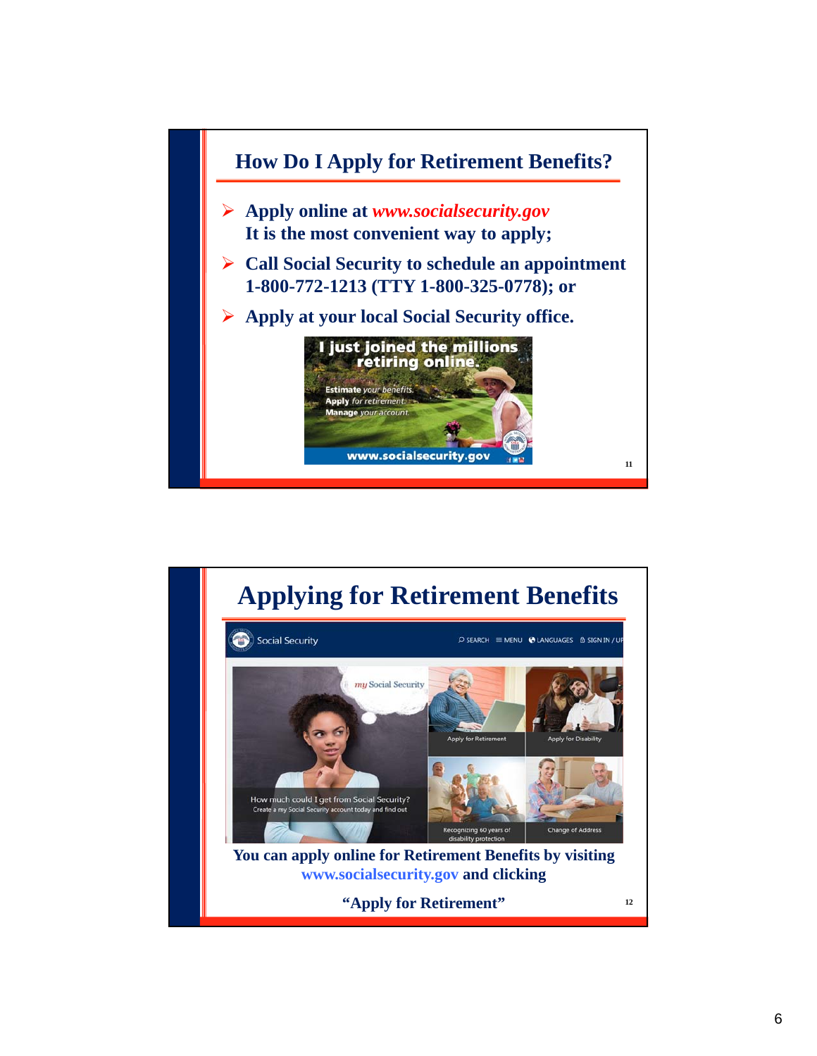## How Do I Apply for Retirement Benefits?

- **Apply online at *www.socialsecurity.gov*
  It is the most convenient way to apply;**
- **Call Social Security to schedule an appointment 1-800-772-1213 (TTY 1-800-325-0778); or**
- **Apply at your local Social Security office.**

## Applying for Retirement Benefits

**You can apply online for Retirement Benefits by visiting www.socialsecurity.gov and clicking**

**"Apply for Retirement"**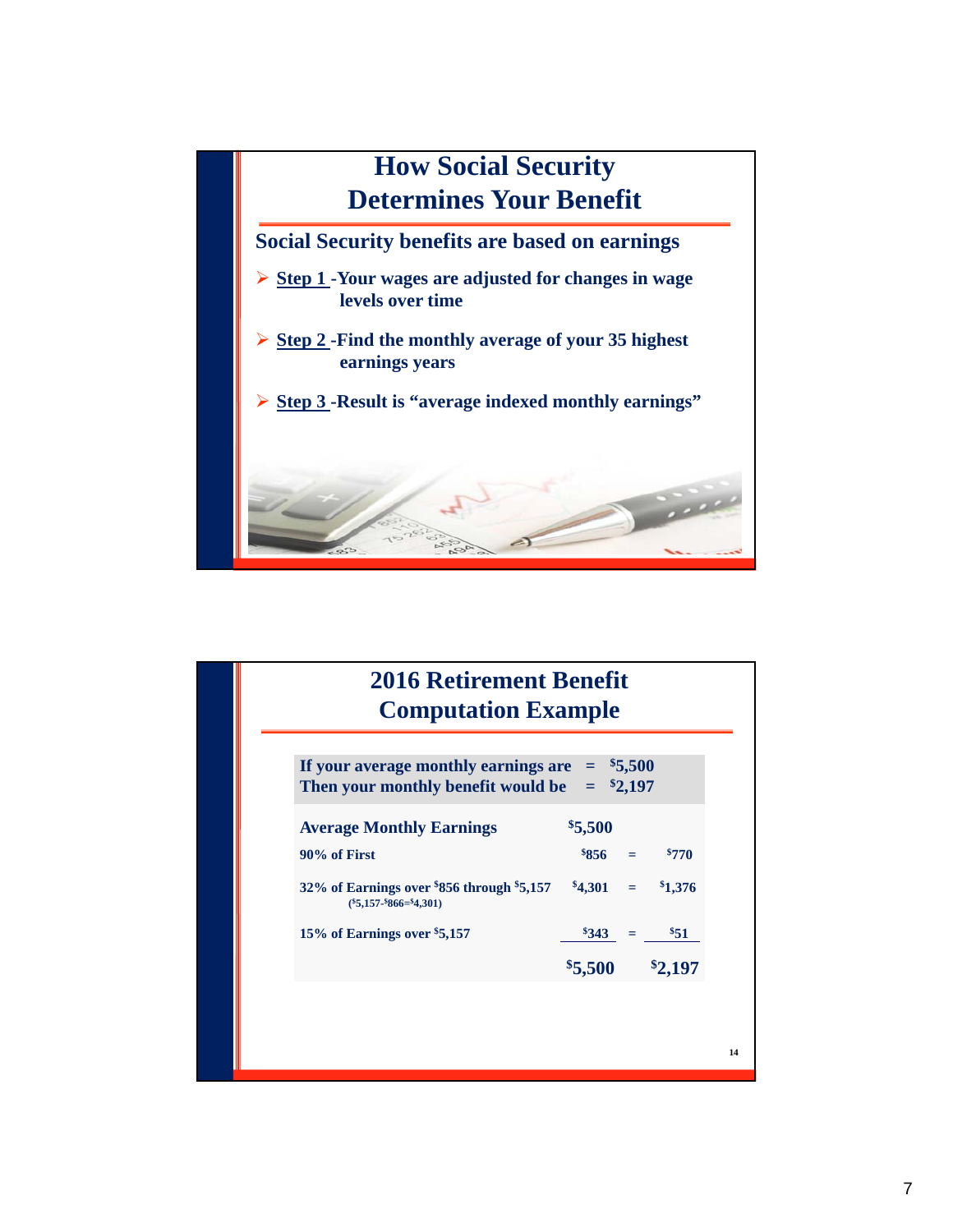## How Social Security Determines Your Benefit

**Social Security benefits are based on earnings**

- **Step 1** -Your wages are adjusted for changes in wage levels over time
- **Step 2** -Find the monthly average of your 35 highest earnings years
- **Step 3** -Result is "average indexed monthly earnings"

## 2016 Retirement Benefit Computation Example

**If your average monthly earnings are = $5,500**
**Then your monthly benefit would be = $2,197**

| Average Monthly Earnings | $5,500 | | |
|---|---|---|---|
| 90% of First | $856 | = | $770 |
| 32% of Earnings over $856 through $5,157 ($5,157-$866=$4,301) | $4,301 | = | $1,376 |
| 15% of Earnings over $5,157 | $343 | = | $51 |
| | $5,500 | | $2,197 |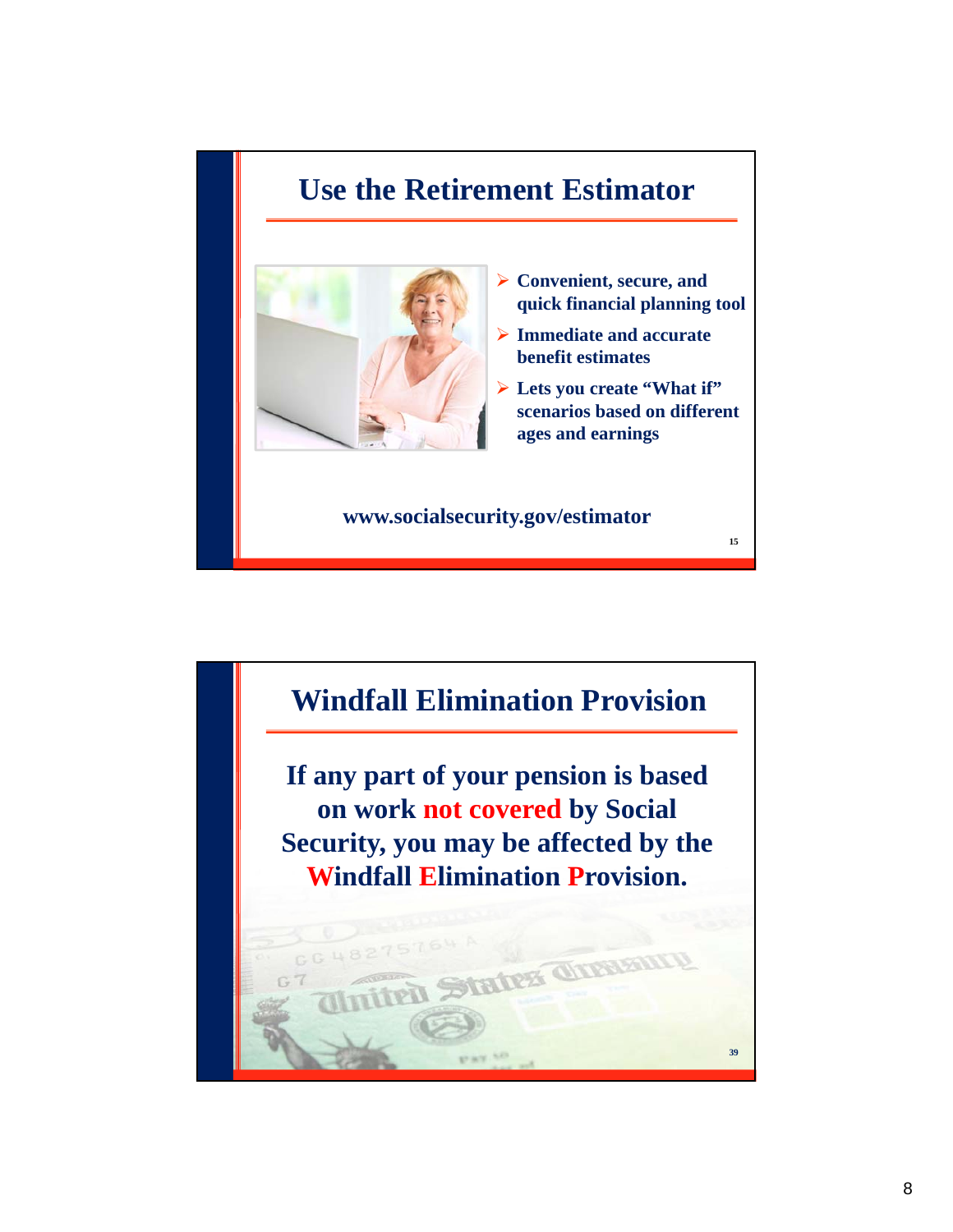## Use the Retirement Estimator

- Convenient, secure, and quick financial planning tool
- Immediate and accurate benefit estimates
- Lets you create "What if" scenarios based on different ages and earnings

**www.socialsecurity.gov/estimator**

## Windfall Elimination Provision

**If any part of your pension is based on work not covered by Social Security, you may be affected by the Windfall Elimination Provision.**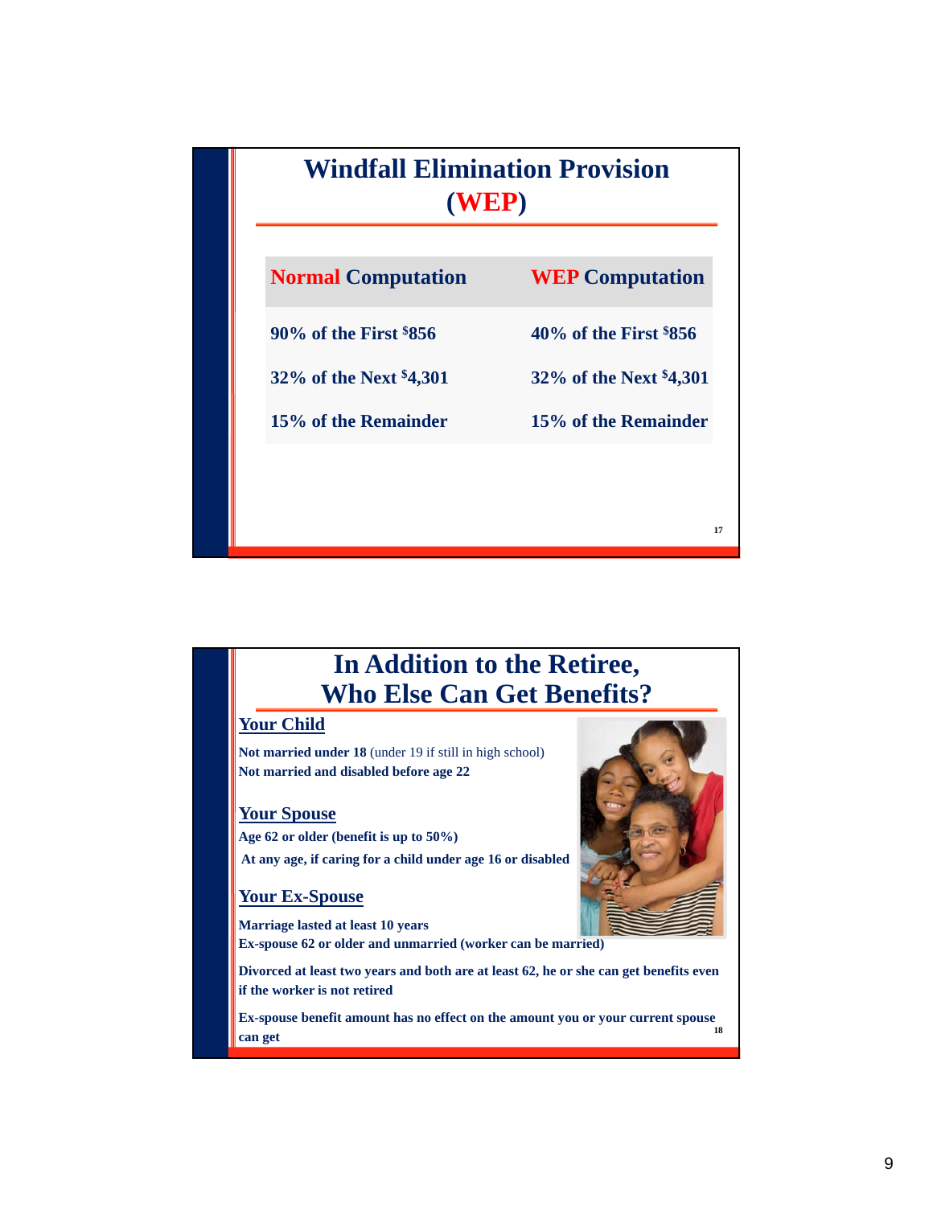## Windfall Elimination Provision (WEP)

| Normal Computation | WEP Computation |
| --- | --- |
| 90% of the First $856 | 40% of the First $856 |
| 32% of the Next $4,301 | 32% of the Next $4,301 |
| 15% of the Remainder | 15% of the Remainder |

## In Addition to the Retiree, Who Else Can Get Benefits?

### Your Child

**Not married under 18** (under 19 if still in high school)
**Not married and disabled before age 22**

### Your Spouse

**Age 62 or older (benefit is up to 50%)**
**At any age, if caring for a child under age 16 or disabled**

### Your Ex-Spouse

**Marriage lasted at least 10 years**
**Ex-spouse 62 or older and unmarried (worker can be married)**

**Divorced at least two years and both are at least 62, he or she can get benefits even if the worker is not retired**

**Ex-spouse benefit amount has no effect on the amount you or your current spouse can get**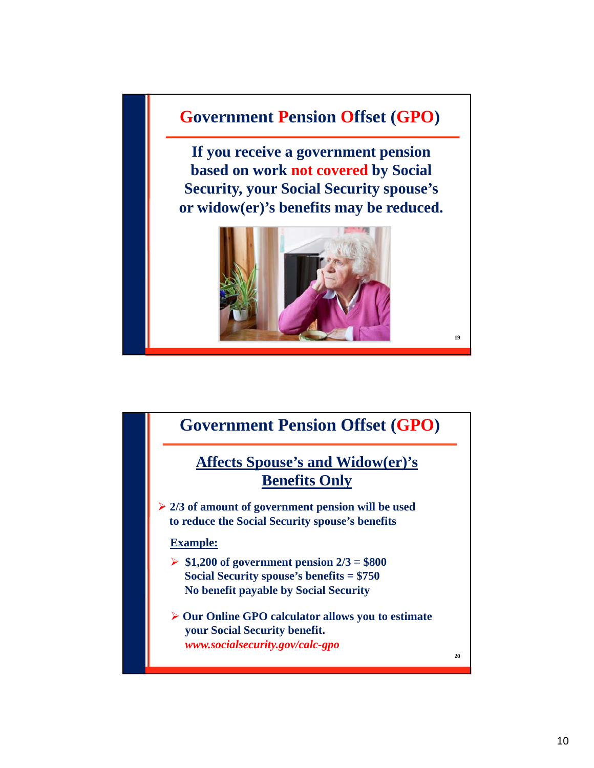# Government Pension Offset (GPO)

**If you receive a government pension based on work not covered by Social Security, your Social Security spouse's or widow(er)'s benefits may be reduced.**

# Government Pension Offset (GPO)

## Affects Spouse's and Widow(er)'s Benefits Only

- **2/3 of amount of government pension will be used to reduce the Social Security spouse's benefits**

**Example:**

- **$1,200 of government pension 2/3 = $800**
  **Social Security spouse's benefits = $750**
  **No benefit payable by Social Security**

- **Our Online GPO calculator allows you to estimate your Social Security benefit.**
  ***www.socialsecurity.gov/calc-gpo***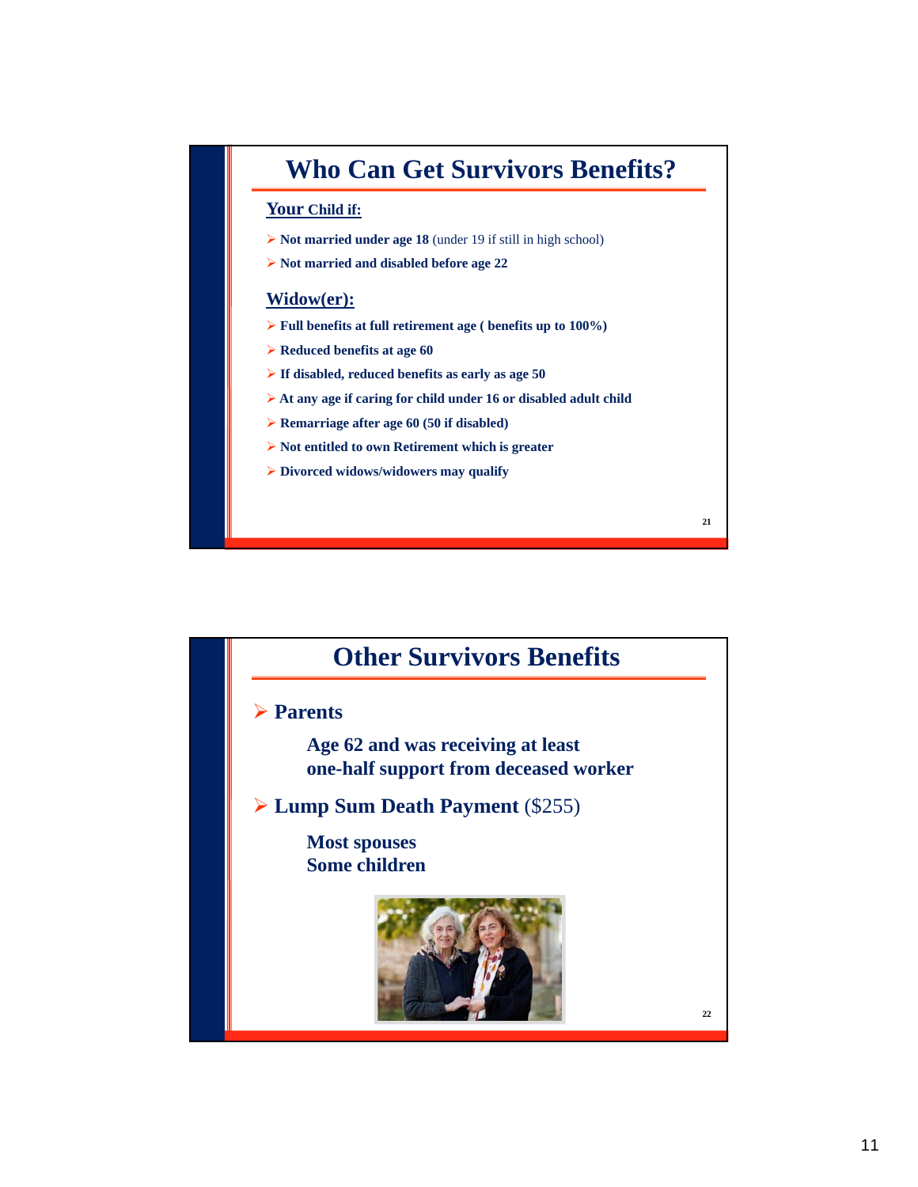## Who Can Get Survivors Benefits?

**Your Child if:**

- **Not married under age 18** (under 19 if still in high school)
- **Not married and disabled before age 22**

**Widow(er):**

- **Full benefits at full retirement age ( benefits up to 100%)**
- **Reduced benefits at age 60**
- **If disabled, reduced benefits as early as age 50**
- **At any age if caring for child under 16 or disabled adult child**
- **Remarriage after age 60 (50 if disabled)**
- **Not entitled to own Retirement which is greater**
- **Divorced widows/widowers may qualify**

## Other Survivors Benefits

- **Parents**

  **Age 62 and was receiving at least one-half support from deceased worker**

- **Lump Sum Death Payment** ($255)

  **Most spouses**
  **Some children**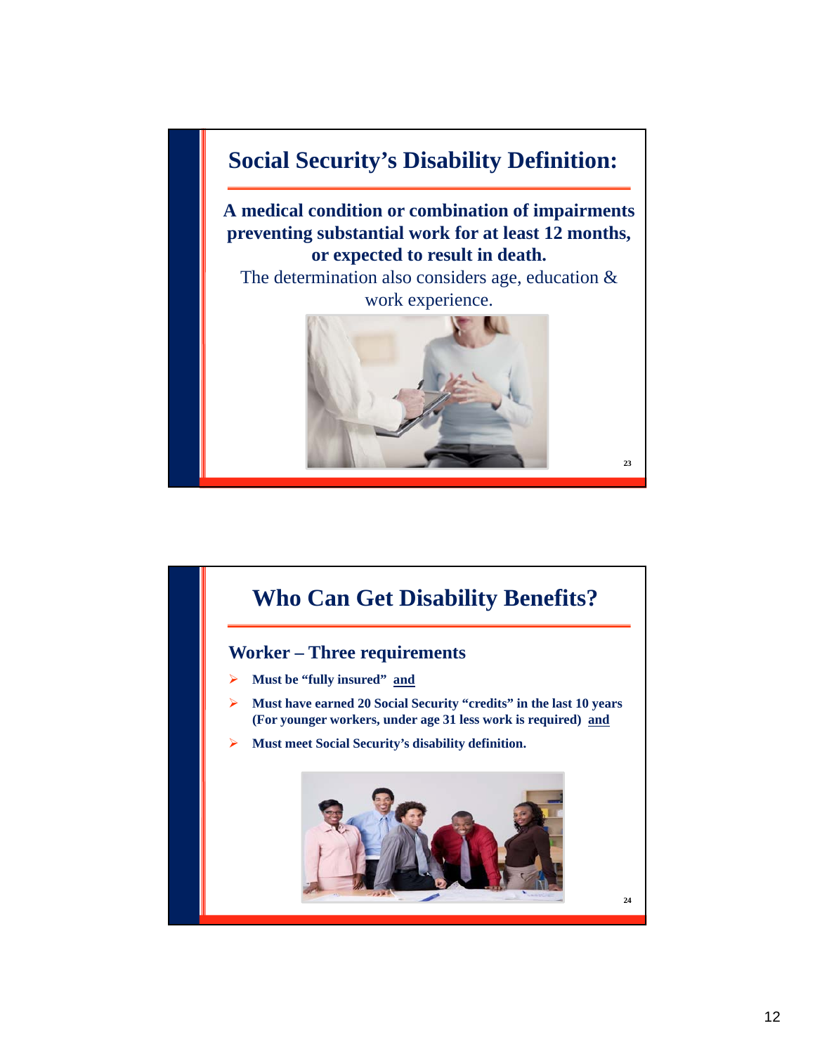## Social Security's Disability Definition:

**A medical condition or combination of impairments preventing substantial work for at least 12 months, or expected to result in death.**

The determination also considers age, education & work experience.

## Who Can Get Disability Benefits?

### Worker – Three requirements

- **Must be "fully insured"** **and**
- **Must have earned 20 Social Security "credits" in the last 10 years (For younger workers, under age 31 less work is required)** **and**
- **Must meet Social Security's disability definition.**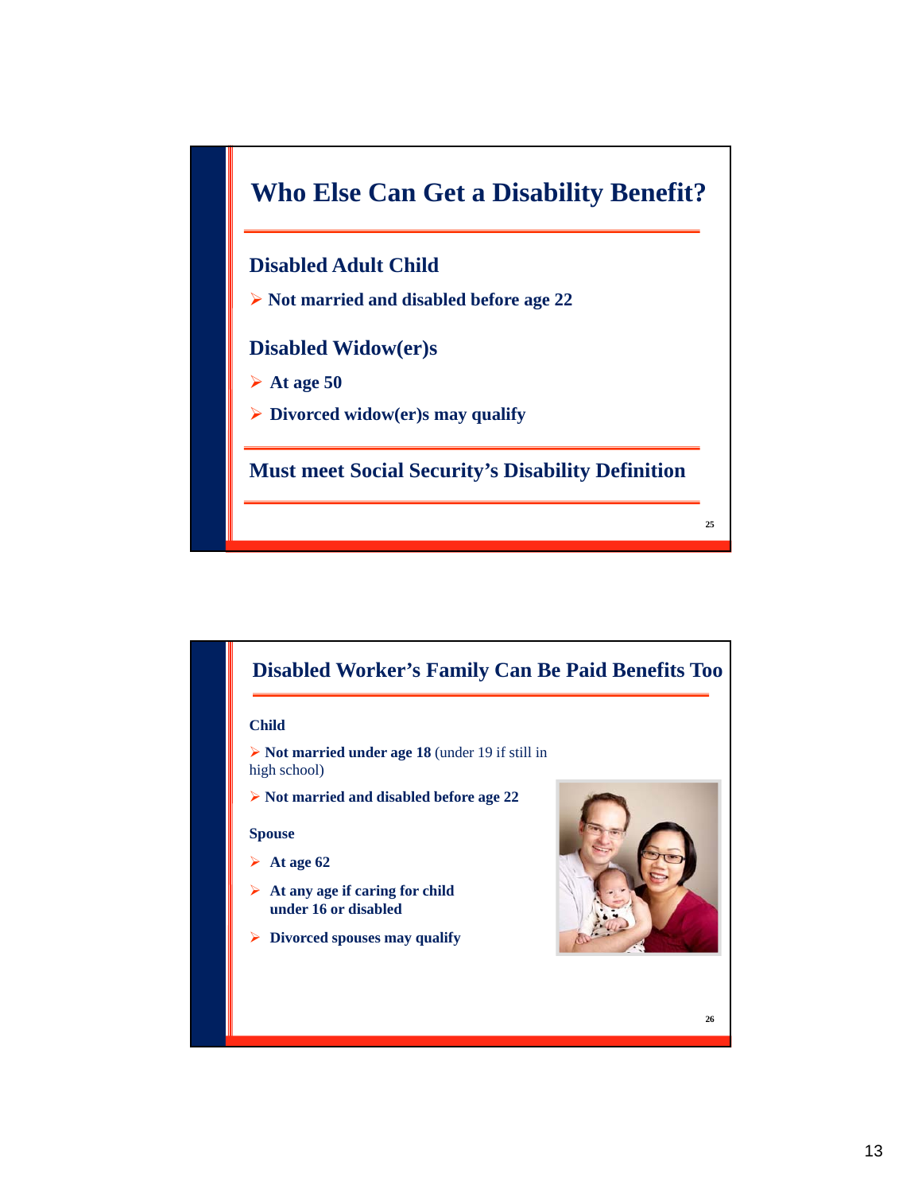## Who Else Can Get a Disability Benefit?

### Disabled Adult Child

- **Not married and disabled before age 22**

### Disabled Widow(er)s

- **At age 50**
- **Divorced widow(er)s may qualify**

### Must meet Social Security's Disability Definition

## Disabled Worker's Family Can Be Paid Benefits Too

**Child**

- **Not married under age 18** (under 19 if still in high school)
- **Not married and disabled before age 22**

**Spouse**

- **At age 62**
- **At any age if caring for child under 16 or disabled**
- **Divorced spouses may qualify**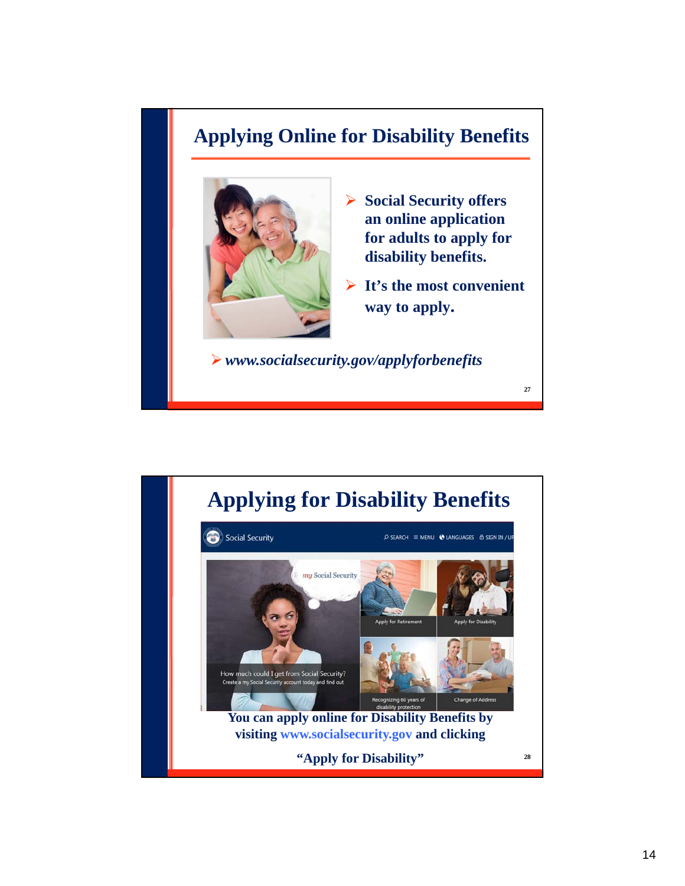## Applying Online for Disability Benefits

- **Social Security offers an online application for adults to apply for disability benefits.**
- **It's the most convenient way to apply.**

- ***www.socialsecurity.gov/applyforbenefits***

## Applying for Disability Benefits

**You can apply online for Disability Benefits by visiting www.socialsecurity.gov and clicking**

**"Apply for Disability"**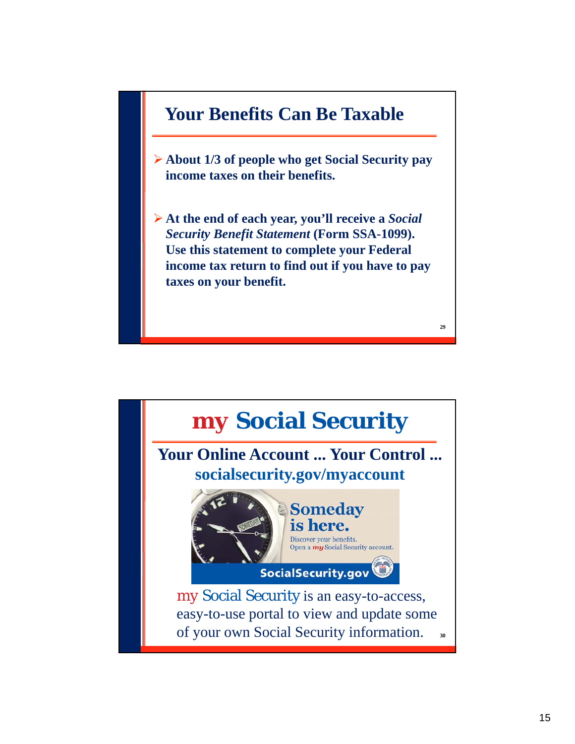## Your Benefits Can Be Taxable

- **About 1/3 of people who get Social Security pay income taxes on their benefits.**
- **At the end of each year, you'll receive a *Social Security Benefit Statement* (Form SSA-1099). Use this statement to complete your Federal income tax return to find out if you have to pay taxes on your benefit.**

## my Social Security

**Your Online Account ... Your Control ...**
**socialsecurity.gov/myaccount**

Someday is here.
Discover your benefits.
Open a *my* Social Security account.
SocialSecurity.gov

my Social Security is an easy-to-access, easy-to-use portal to view and update some of your own Social Security information.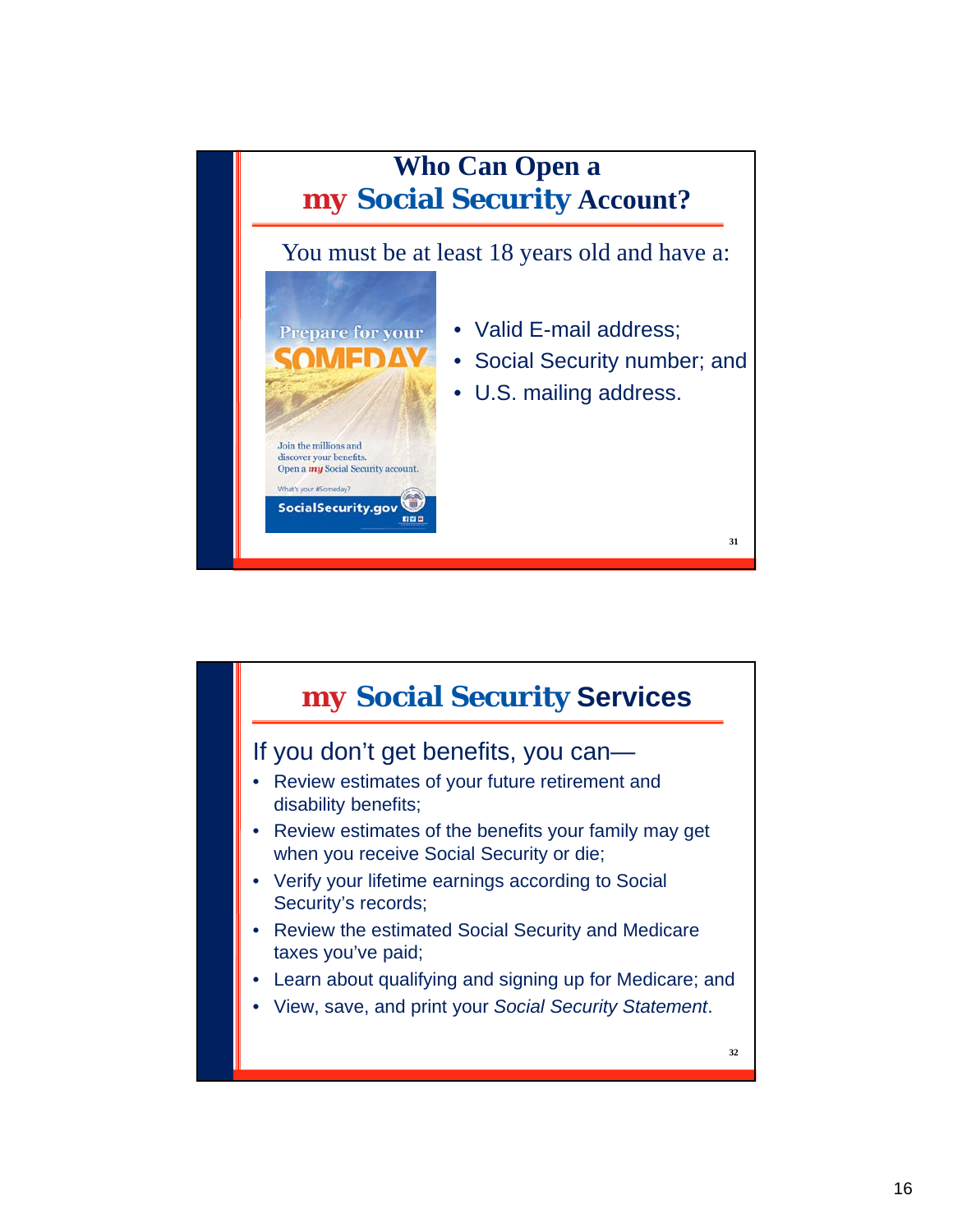## Who Can Open a my Social Security Account?

You must be at least 18 years old and have a:

- Valid E-mail address;
- Social Security number; and
- U.S. mailing address.

## my Social Security Services

If you don't get benefits, you can—

- Review estimates of your future retirement and disability benefits;
- Review estimates of the benefits your family may get when you receive Social Security or die;
- Verify your lifetime earnings according to Social Security's records;
- Review the estimated Social Security and Medicare taxes you've paid;
- Learn about qualifying and signing up for Medicare; and
- View, save, and print your *Social Security Statement*.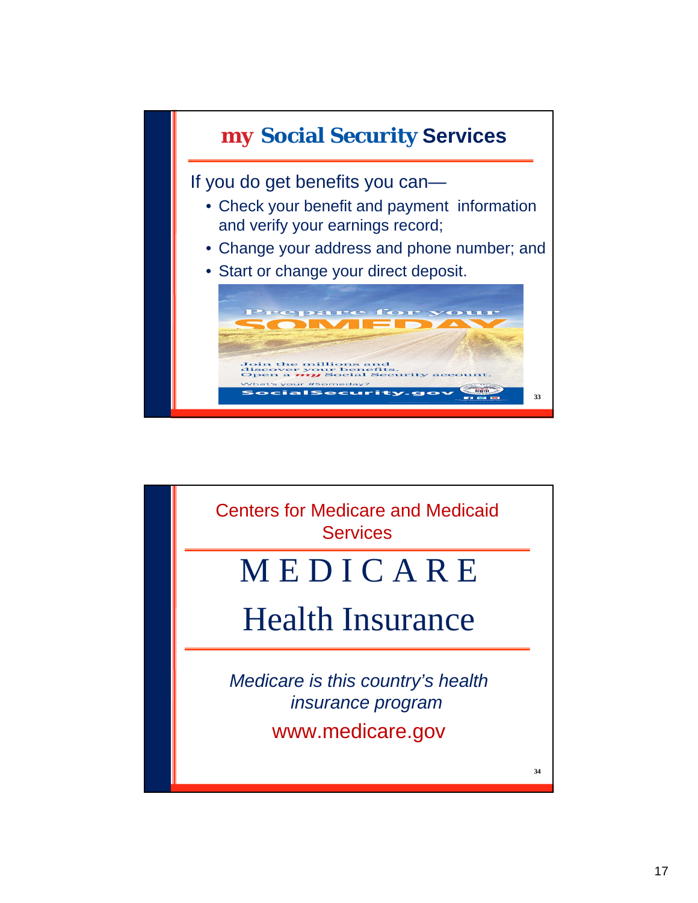## my Social Security Services

If you do get benefits you can—

- Check your benefit and payment information and verify your earnings record;
- Change your address and phone number; and
- Start or change your direct deposit.

Prepare for your SOMEDAY

Join the millions and discover your benefits. Open a *my* Social Security account.

What's your #Someday?

SocialSecurity.gov

## Centers for Medicare and Medicaid Services

# MEDICARE

# Health Insurance

*Medicare is this country's health insurance program*

www.medicare.gov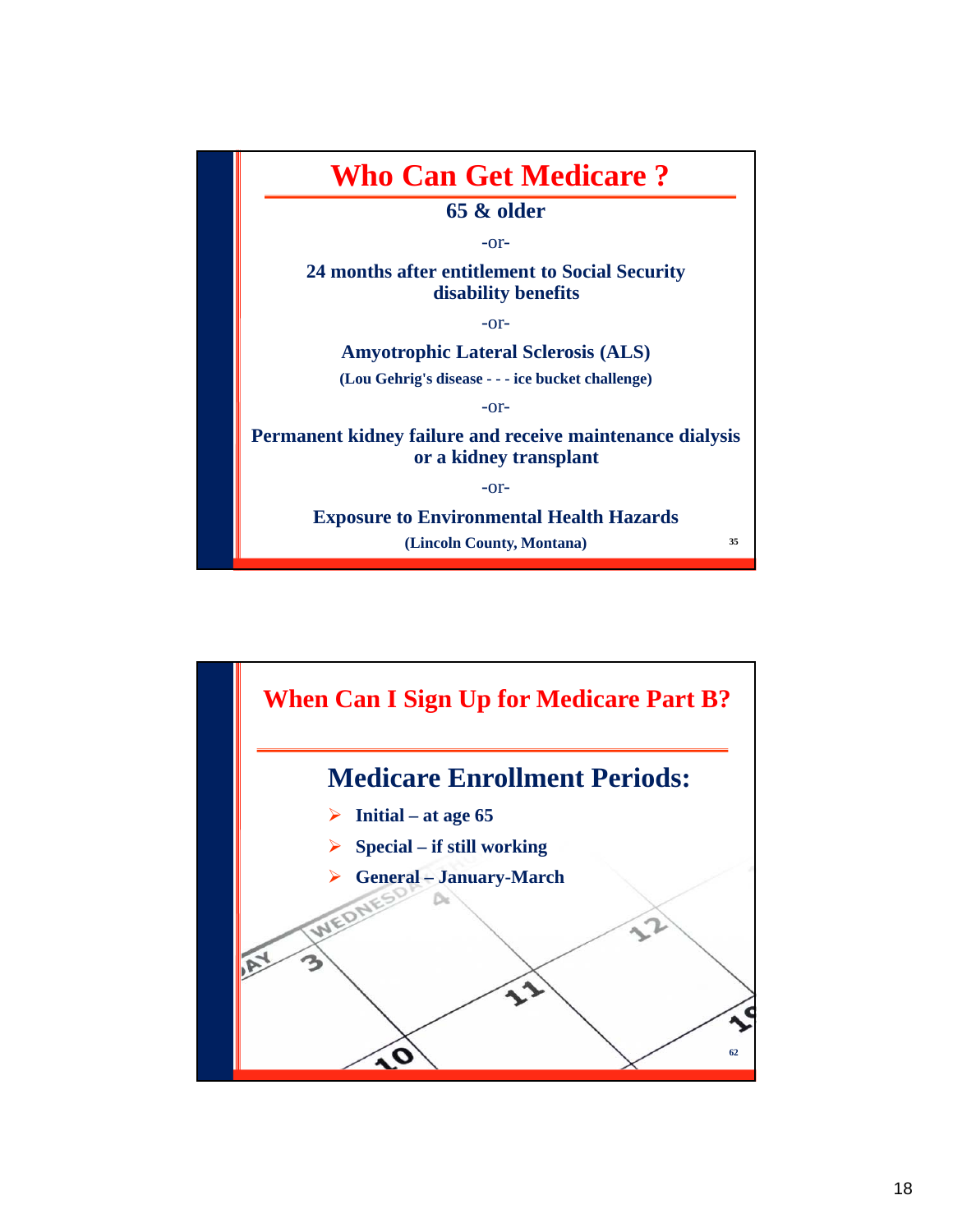## Who Can Get Medicare ?

**65 & older**

-or-

**24 months after entitlement to Social Security disability benefits**

-or-

**Amyotrophic Lateral Sclerosis (ALS)**

**(Lou Gehrig's disease - - - ice bucket challenge)**

-or-

**Permanent kidney failure and receive maintenance dialysis or a kidney transplant**

-or-

**Exposure to Environmental Health Hazards**

**(Lincoln County, Montana)**

35

## When Can I Sign Up for Medicare Part B?

### Medicare Enrollment Periods:

- **Initial – at age 65**
- **Special – if still working**
- **General – January-March**

62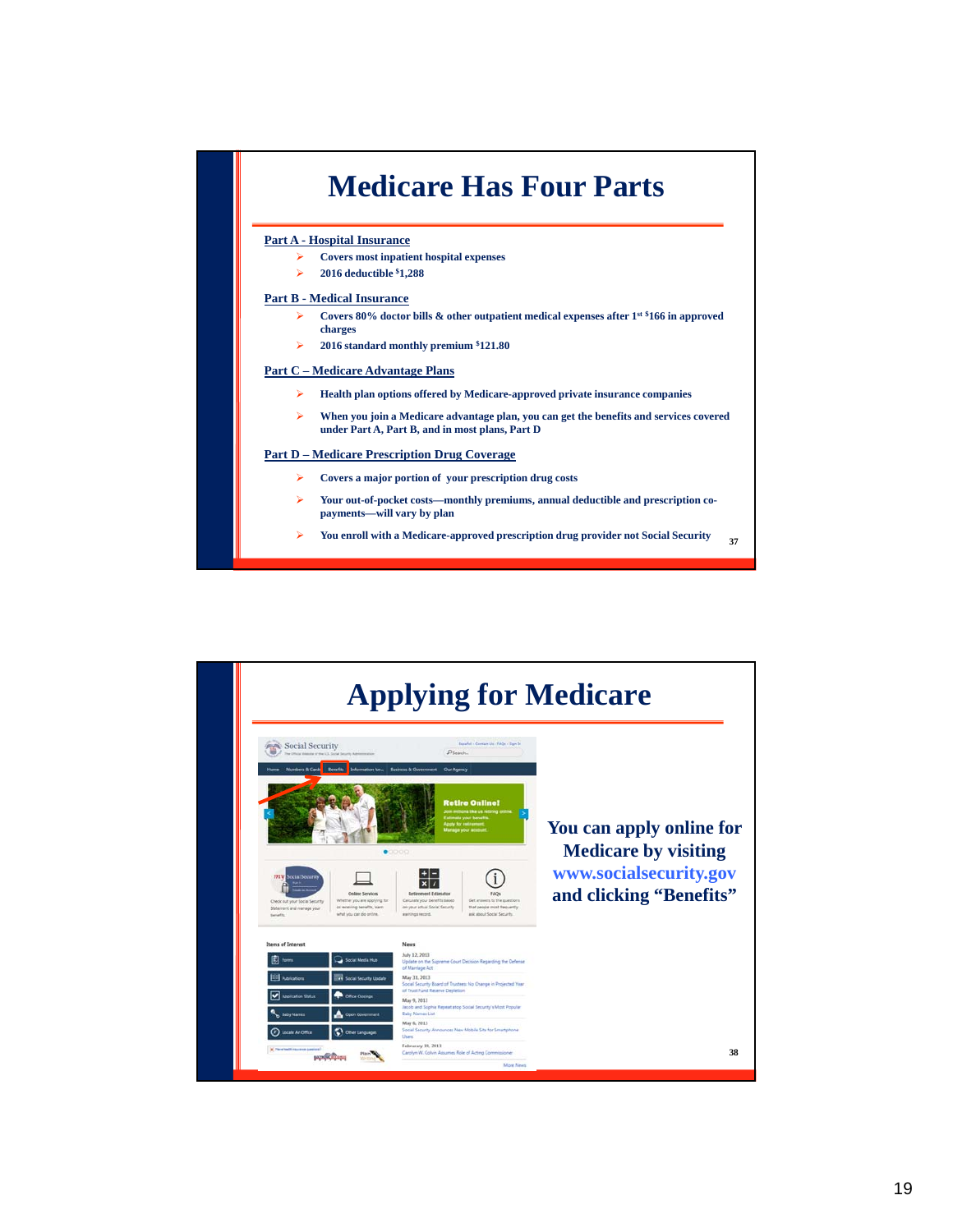# Medicare Has Four Parts

**Part A - Hospital Insurance**

- Covers most inpatient hospital expenses
- 2016 deductible $1,288

**Part B - Medical Insurance**

- Covers 80% doctor bills & other outpatient medical expenses after 1st $166 in approved charges
- 2016 standard monthly premium $121.80

**Part C – Medicare Advantage Plans**

- Health plan options offered by Medicare-approved private insurance companies
- When you join a Medicare advantage plan, you can get the benefits and services covered under Part A, Part B, and in most plans, Part D

**Part D – Medicare Prescription Drug Coverage**

- Covers a major portion of your prescription drug costs
- Your out-of-pocket costs—monthly premiums, annual deductible and prescription co-payments—will vary by plan
- You enroll with a Medicare-approved prescription drug provider not Social Security

# Applying for Medicare

You can apply online for Medicare by visiting www.socialsecurity.gov and clicking "Benefits"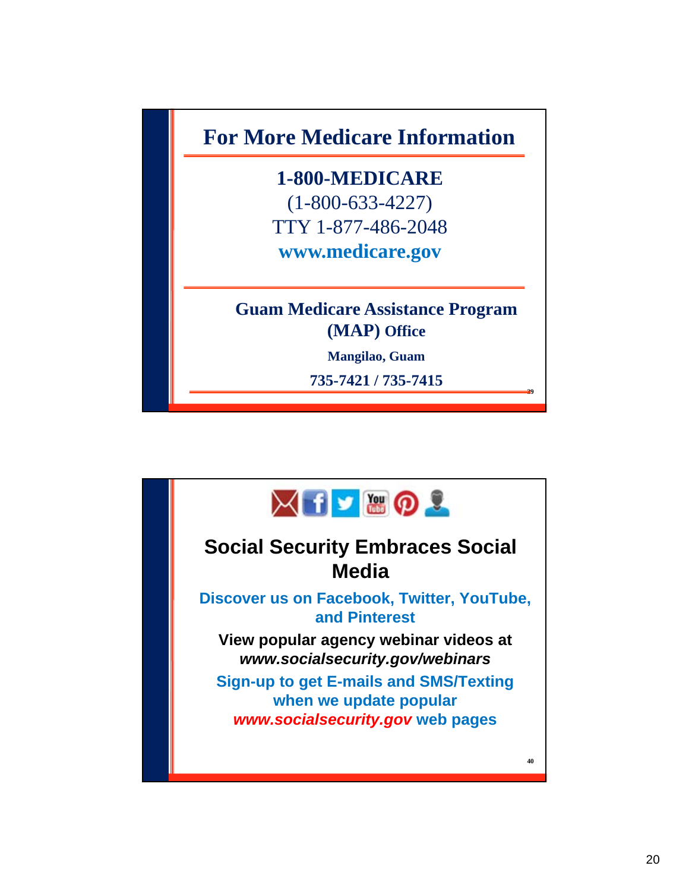## For More Medicare Information

**1-800-MEDICARE**

(1-800-633-4227)

TTY 1-877-486-2048

**www.medicare.gov**

**Guam Medicare Assistance Program (MAP) Office**

**Mangilao, Guam**

**735-7421 / 735-7415**

## Social Security Embraces Social Media

**Discover us on Facebook, Twitter, YouTube, and Pinterest**

**View popular agency webinar videos at *www.socialsecurity.gov/webinars***

**Sign-up to get E-mails and SMS/Texting when we update popular *www.socialsecurity.gov* web pages**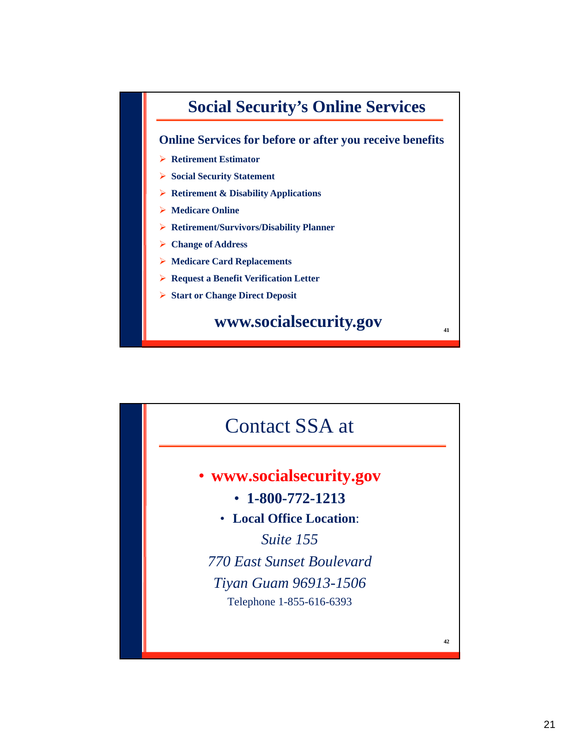## Social Security's Online Services

**Online Services for before or after you receive benefits**

- **Retirement Estimator**
- **Social Security Statement**
- **Retirement & Disability Applications**
- **Medicare Online**
- **Retirement/Survivors/Disability Planner**
- **Change of Address**
- **Medicare Card Replacements**
- **Request a Benefit Verification Letter**
- **Start or Change Direct Deposit**

**www.socialsecurity.gov**

## Contact SSA at

- **www.socialsecurity.gov**
- **1-800-772-1213**
- **Local Office Location**:

*Suite 155*

*770 East Sunset Boulevard*

*Tiyan Guam 96913-1506*

Telephone 1-855-616-6393